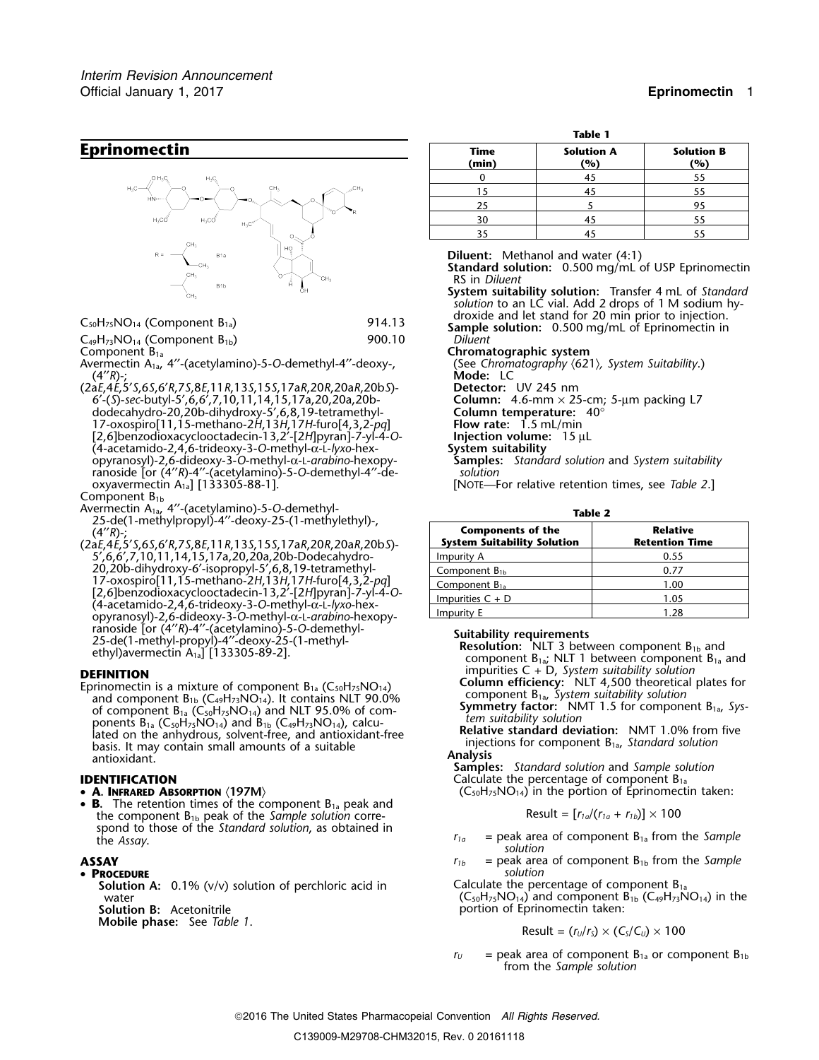# Eprinomectin

$C_{50}H_{75}NO_{14}$ (Component $B_{1a}$) 914.13

$C_{49}H_{73}NO_{14}$ (Component $B_{1b}$) 900.10

Component $B_{1a}$

Avermectin $A_{1a}$, 4″-(acetylamino)-5-*O*-demethyl-4″-deoxy-, (4″*R*)-;

(2a*E*,4*E*,5′*S*,6*S*,6′*R*,7*S*,8*E*,11*R*,13*S*,15*S*,17a*R*,20*R*,20a*R*,20b*S*)-6′-(*S*)-*sec*-butyl-5′,6,6′,7,10,11,14,15,17a,20,20a,20b-dodecahydro-20,20b-dihydroxy-5′,6,8,19-tetramethyl-17-oxospiro[11,15-methano-2*H*,13*H*,17*H*-furo[4,3,2-*pq*][2,6]benzodioxacyclooctadecin-13,2′-[2*H*]pyran]-7-yl-4-*O*-(4-acetamido-2,4,6-trideoxy-3-*O*-methyl-α-L-*lyxo*-hexopyranosyl)-2,6-dideoxy-3-*O*-methyl-α-L-*arabino*-hexopyranoside [or (4″*R*)-4″-(acetylamino)-5-*O*-demethyl-4″-deoxyavermectin $A_{1a}$] [133305-88-1].

Component $B_{1b}$

Avermectin $A_{1a}$, 4″-(acetylamino)-5-*O*-demethyl-25-de(1-methylpropyl)-4″-deoxy-25-(1-methylethyl)-, (4″*R*)-;

(2a*E*,4*E*,5′*S*,6*S*,6′*R*,7*S*,8*E*,11*R*,13*S*,15*S*,17a*R*,20*R*,20a*R*,20b*S*)-5′,6,6′,7,10,11,14,15,17a,20,20a,20b-Dodecahydro-20,20b-dihydroxy-6′-isopropyl-5′,6,8,19-tetramethyl-17-oxospiro[11,15-methano-2*H*,13*H*,17*H*-furo[4,3,2-*pq*][2,6]benzodioxacyclooctadecin-13,2′-[2*H*]pyran]-7-yl-4-*O*-(4-acetamido-2,4,6-trideoxy-3-*O*-methyl-α-L-*lyxo*-hexopyranosyl)-2,6-dideoxy-3-*O*-methyl-α-L-*arabino*-hexopyranoside [or (4″*R*)-4″-(acetylamino)-5-*O*-demethyl-25-de(1-methyl-propyl)-4″-deoxy-25-(1-methylethyl)avermectin $A_{1a}$] [133305-89-2].

## DEFINITION

Eprinomectin is a mixture of component $B_{1a}$ ($C_{50}H_{75}NO_{14}$) and component $B_{1b}$ ($C_{49}H_{73}NO_{14}$). It contains NLT 90.0% of component $B_{1a}$ ($C_{50}H_{75}NO_{14}$) and NLT 95.0% of components $B_{1a}$ ($C_{50}H_{75}NO_{14}$) and $B_{1b}$ ($C_{49}H_{73}NO_{14}$), calculated on the anhydrous, solvent-free, and antioxidant-free basis. It may contain small amounts of a suitable antioxidant.

## IDENTIFICATION

- **A. Infrared Absorption ⟨197M⟩**
- **B.** The retention times of the component $B_{1a}$ peak and the component $B_{1b}$ peak of the *Sample solution* correspond to those of the *Standard solution*, as obtained in the *Assay*.

## ASSAY

- **Procedure**

**Solution A:** 0.1% (v/v) solution of perchloric acid in water

**Solution B:** Acetonitrile

**Mobile phase:** See *Table 1*.

**Table 1**

| Time (min) | Solution A (%) | Solution B (%) |
|---|---|---|
| 0 | 45 | 55 |
| 15 | 45 | 55 |
| 25 | 5 | 95 |
| 30 | 45 | 55 |
| 35 | 45 | 55 |

**Diluent:** Methanol and water (4:1)

**Standard solution:** 0.500 mg/mL of USP Eprinomectin RS in *Diluent*

**System suitability solution:** Transfer 4 mL of *Standard solution* to an LC vial. Add 2 drops of 1 M sodium hydroxide and let stand for 20 min prior to injection.

**Sample solution:** 0.500 mg/mL of Eprinomectin in *Diluent*

**Chromatographic system**

(See *Chromatography ⟨621⟩, System Suitability*.)

**Mode:** LC

**Detector:** UV 245 nm

**Column:** 4.6-mm × 25-cm; 5-µm packing L7

**Column temperature:** 40°

**Flow rate:** 1.5 mL/min

**Injection volume:** 15 µL

**System suitability**

**Samples:** *Standard solution* and *System suitability solution*

[Note—For relative retention times, see *Table 2*.]

**Table 2**

| Components of the System Suitability Solution | Relative Retention Time |
|---|---|
| Impurity A | 0.55 |
| Component $B_{1b}$ | 0.77 |
| Component $B_{1a}$ | 1.00 |
| Impurities C + D | 1.05 |
| Impurity E | 1.28 |

**Suitability requirements**

**Resolution:** NLT 3 between component $B_{1b}$ and component $B_{1a}$; NLT 1 between component $B_{1a}$ and impurities C + D, *System suitability solution*

**Column efficiency:** NLT 4,500 theoretical plates for component $B_{1a}$, *System suitability solution*

**Symmetry factor:** NMT 1.5 for component $B_{1a}$, *System suitability solution*

**Relative standard deviation:** NMT 1.0% from five injections for component $B_{1a}$, *Standard solution*

**Analysis**

**Samples:** *Standard solution* and *Sample solution*

Calculate the percentage of component $B_{1a}$ ($C_{50}H_{75}NO_{14}$) in the portion of Eprinomectin taken:

$$\text{Result} = [r_{1a}/(r_{1a} + r_{1b})] \times 100$$

$r_{1a}$ = peak area of component $B_{1a}$ from the *Sample solution*

$r_{1b}$ = peak area of component $B_{1b}$ from the *Sample solution*

Calculate the percentage of component $B_{1a}$ ($C_{50}H_{75}NO_{14}$) and component $B_{1b}$ ($C_{49}H_{73}NO_{14}$) in the portion of Eprinomectin taken:

$$\text{Result} = (r_U/r_S) \times (C_S/C_U) \times 100$$

$r_U$ = peak area of component $B_{1a}$ or component $B_{1b}$ from the *Sample solution*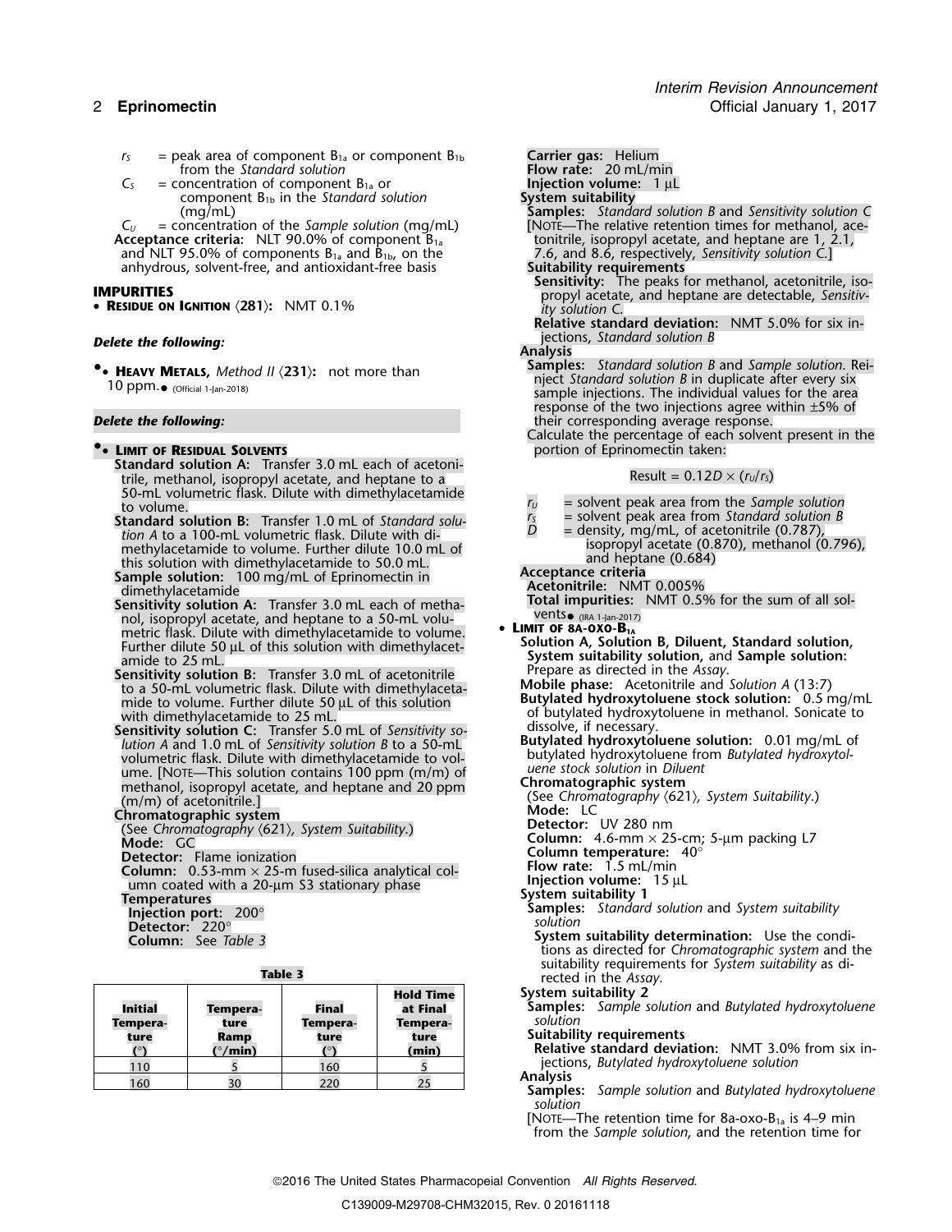$r_S$ = peak area of component $B_{1a}$ or component $B_{1b}$ from the *Standard solution*

$C_S$ = concentration of component $B_{1a}$ or component $B_{1b}$ in the *Standard solution* (mg/mL)

$C_U$ = concentration of the *Sample solution* (mg/mL)

**Acceptance criteria:** NLT 90.0% of component $B_{1a}$ and NLT 95.0% of components $B_{1a}$ and $B_{1b}$, on the anhydrous, solvent-free, and antioxidant-free basis

## IMPURITIES

- **RESIDUE ON IGNITION ⟨281⟩:** NMT 0.1%

***Delete the following:***

- •**HEAVY METALS,** *Method II* ⟨231⟩: not more than 10 ppm.• (Official 1-Jan-2018)

***Delete the following:***

- •**LIMIT OF RESIDUAL SOLVENTS**

**Standard solution A:** Transfer 3.0 mL each of acetonitrile, methanol, isopropyl acetate, and heptane to a 50-mL volumetric flask. Dilute with dimethylacetamide to volume.

**Standard solution B:** Transfer 1.0 mL of *Standard solution A* to a 100-mL volumetric flask. Dilute with dimethylacetamide to volume. Further dilute 10.0 mL of this solution with dimethylacetamide to 50.0 mL.

**Sample solution:** 100 mg/mL of Eprinomectin in dimethylacetamide

**Sensitivity solution A:** Transfer 3.0 mL each of methanol, isopropyl acetate, and heptane to a 50-mL volumetric flask. Dilute with dimethylacetamide to volume. Further dilute 50 µL of this solution with dimethylacetamide to 25 mL.

**Sensitivity solution B:** Transfer 3.0 mL of acetonitrile to a 50-mL volumetric flask. Dilute with dimethylacetamide to volume. Further dilute 50 µL of this solution with dimethylacetamide to 25 mL.

**Sensitivity solution C:** Transfer 5.0 mL of *Sensitivity solution A* and 1.0 mL of *Sensitivity solution B* to a 50-mL volumetric flask. Dilute with dimethylacetamide to volume. [NOTE—This solution contains 100 ppm (m/m) of methanol, isopropyl acetate, and heptane and 20 ppm (m/m) of acetonitrile.]

**Chromatographic system**

(See *Chromatography* ⟨621⟩, *System Suitability*.)

**Mode:** GC

**Detector:** Flame ionization

**Column:** 0.53-mm × 25-m fused-silica analytical column coated with a 20-µm S3 stationary phase

**Temperatures**

**Injection port:** 200°

**Detector:** 220°

**Column:** See *Table 3*

**Table 3**

| Initial Temperature (°) | Temperature Ramp (°/min) | Final Temperature (°) | Hold Time at Final Temperature (min) |
|---|---|---|---|
| 110 | 5 | 160 | 5 |
| 160 | 30 | 220 | 25 |

**Carrier gas:** Helium

**Flow rate:** 20 mL/min

**Injection volume:** 1 µL

**System suitability**

**Samples:** *Standard solution B* and *Sensitivity solution C*

[NOTE—The relative retention times for methanol, acetonitrile, isopropyl acetate, and heptane are 1, 2.1, 7.6, and 8.6, respectively, *Sensitivity solution C*.]

**Suitability requirements**

**Sensitivity:** The peaks for methanol, acetonitrile, isopropyl acetate, and heptane are detectable, *Sensitivity solution C*.

**Relative standard deviation:** NMT 5.0% for six injections, *Standard solution B*

**Analysis**

**Samples:** *Standard solution B* and *Sample solution*. Reinject *Standard solution B* in duplicate after every six sample injections. The individual values for the area response of the two injections agree within ±5% of their corresponding average response.

Calculate the percentage of each solvent present in the portion of Eprinomectin taken:

$$\text{Result} = 0.12D \times (r_U/r_S)$$

$r_U$ = solvent peak area from the *Sample solution*

$r_S$ = solvent peak area from *Standard solution B*

$D$ = density, mg/mL, of acetonitrile (0.787), isopropyl acetate (0.870), methanol (0.796), and heptane (0.684)

**Acceptance criteria**

**Acetonitrile:** NMT 0.005%

**Total impurities:** NMT 0.5% for the sum of all solvents• (IRA 1-Jan-2017)

- **LIMIT OF 8A-OXO-$B_{1A}$**

**Solution A, Solution B, Diluent, Standard solution, System suitability solution,** and **Sample solution:** Prepare as directed in the *Assay*.

**Mobile phase:** Acetonitrile and *Solution A* (13:7)

**Butylated hydroxytoluene stock solution:** 0.5 mg/mL of butylated hydroxytoluene in methanol. Sonicate to dissolve, if necessary.

**Butylated hydroxytoluene solution:** 0.01 mg/mL of butylated hydroxytoluene from *Butylated hydroxytoluene stock solution* in *Diluent*

**Chromatographic system**

(See *Chromatography* ⟨621⟩, *System Suitability*.)

**Mode:** LC

**Detector:** UV 280 nm

**Column:** 4.6-mm × 25-cm; 5-µm packing L7

**Column temperature:** 40°

**Flow rate:** 1.5 mL/min

**Injection volume:** 15 µL

**System suitability 1**

**Samples:** *Standard solution* and *System suitability solution*

**System suitability determination:** Use the conditions as directed for *Chromatographic system* and the suitability requirements for *System suitability* as directed in the *Assay*.

**System suitability 2**

**Samples:** *Sample solution* and *Butylated hydroxytoluene solution*

**Suitability requirements**

**Relative standard deviation:** NMT 3.0% from six injections, *Butylated hydroxytoluene solution*

**Analysis**

**Samples:** *Sample solution* and *Butylated hydroxytoluene solution*

[NOTE—The retention time for 8a-oxo-$B_{1a}$ is 4–9 min from the *Sample solution*, and the retention time for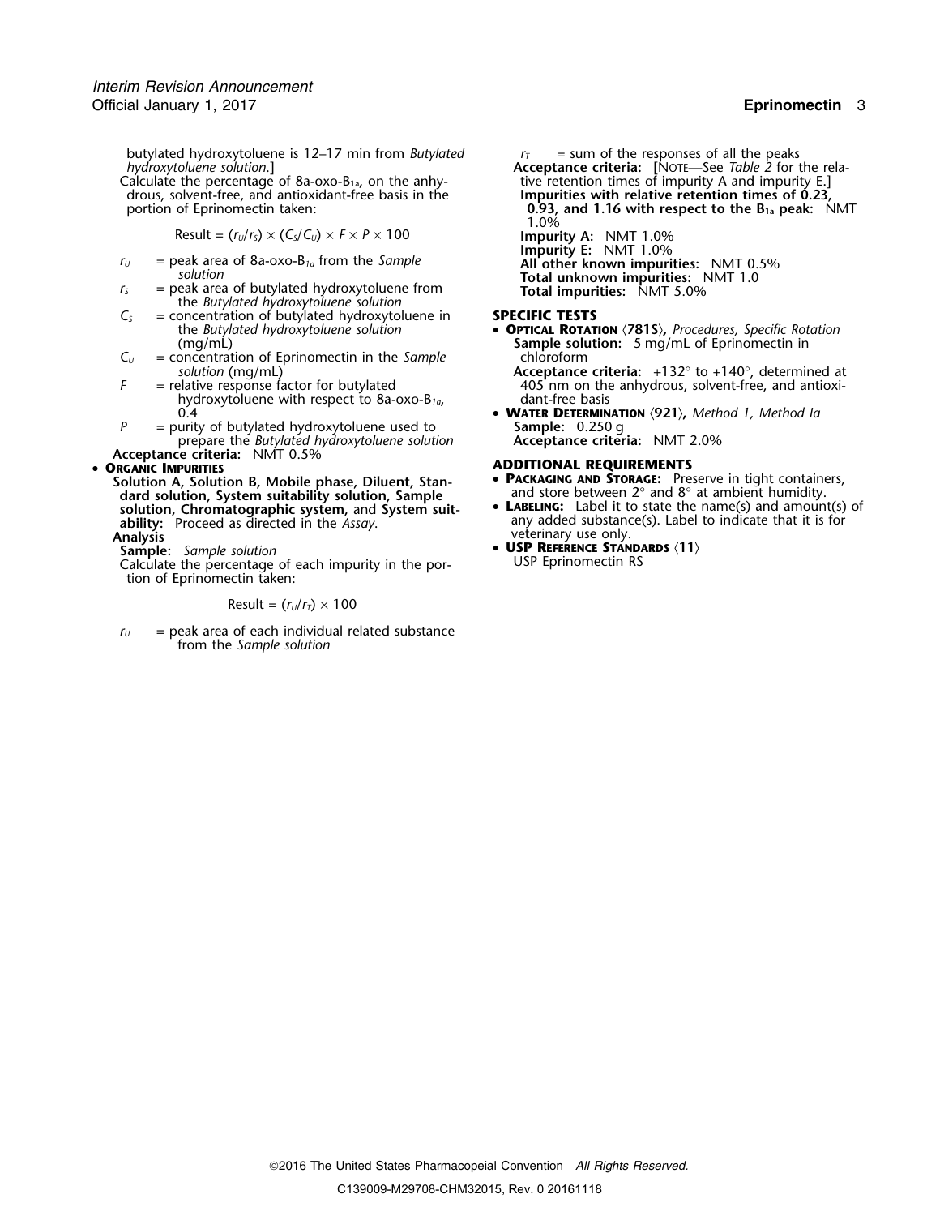butylated hydroxytoluene is 12–17 min from *Butylated hydroxytoluene solution*.]

Calculate the percentage of 8a-oxo-$B_{1a}$, on the anhydrous, solvent-free, and antioxidant-free basis in the portion of Eprinomectin taken:

$$\text{Result} = (r_U/r_S) \times (C_S/C_U) \times F \times P \times 100$$

$r_U$ = peak area of 8a-oxo-$B_{1a}$ from the *Sample solution*

$r_S$ = peak area of butylated hydroxytoluene from the *Butylated hydroxytoluene solution*

$C_S$ = concentration of butylated hydroxytoluene in the *Butylated hydroxytoluene solution* (mg/mL)

$C_U$ = concentration of Eprinomectin in the *Sample solution* (mg/mL)

$F$ = relative response factor for butylated hydroxytoluene with respect to 8a-oxo-$B_{1a}$, 0.4

$P$ = purity of butylated hydroxytoluene used to prepare the *Butylated hydroxytoluene solution*

**Acceptance criteria:** NMT 0.5%

• **Organic Impurities**

**Solution A, Solution B, Mobile phase, Diluent, Standard solution, System suitability solution, Sample solution, Chromatographic system,** and **System suitability:** Proceed as directed in the *Assay*.

**Analysis**

**Sample:** *Sample solution*

Calculate the percentage of each impurity in the portion of Eprinomectin taken:

$$\text{Result} = (r_U/r_T) \times 100$$

$r_U$ = peak area of each individual related substance from the *Sample solution*

$r_T$ = sum of the responses of all the peaks

**Acceptance criteria:** [Note—See *Table 2* for the relative retention times of impurity A and impurity E.]

**Impurities with relative retention times of 0.23, 0.93, and 1.16 with respect to the $B_{1a}$ peak:** NMT 1.0%

**Impurity A:** NMT 1.0%

**Impurity E:** NMT 1.0%

**All other known impurities:** NMT 0.5%

**Total unknown impurities:** NMT 1.0

**Total impurities:** NMT 5.0%

## SPECIFIC TESTS

• **Optical Rotation** ⟨781S⟩, *Procedures, Specific Rotation*

**Sample solution:** 5 mg/mL of Eprinomectin in chloroform

**Acceptance criteria:** +132° to +140°, determined at 405 nm on the anhydrous, solvent-free, and antioxidant-free basis

• **Water Determination** ⟨921⟩, *Method 1, Method Ia*

**Sample:** 0.250 g

**Acceptance criteria:** NMT 2.0%

## ADDITIONAL REQUIREMENTS

• **Packaging and Storage:** Preserve in tight containers, and store between 2° and 8° at ambient humidity.

• **Labeling:** Label it to state the name(s) and amount(s) of any added substance(s). Label to indicate that it is for veterinary use only.

• **USP Reference Standards** ⟨11⟩

USP Eprinomectin RS